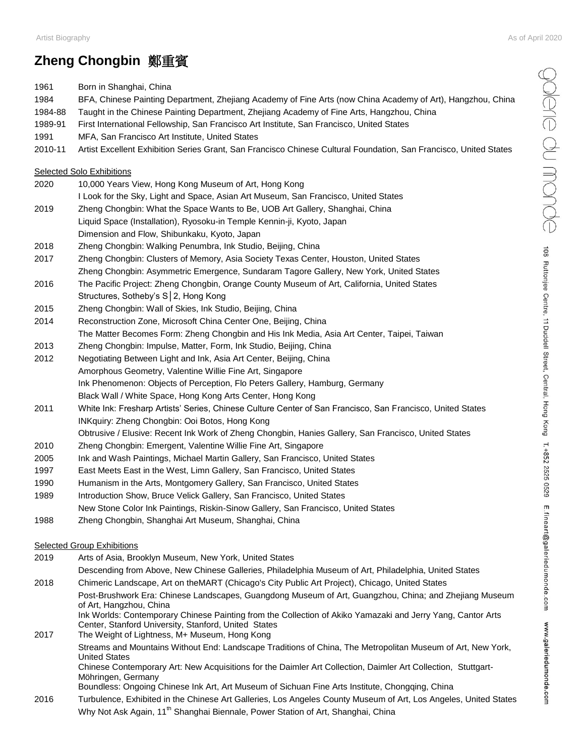# Zheng Chongbin 鄭重賓

1961 Born in Shanghai, China
1984 BFA, Chinese Painting Department, Zhejiang Academy of Fine Arts (now China Academy of Art), Hangzhou, China
1984-88 Taught in the Chinese Painting Department, Zhejiang Academy of Fine Arts, Hangzhou, China
1989-91 First International Fellowship, San Francisco Art Institute, San Francisco, United States
1991 MFA, San Francisco Art Institute, United States
2010-11 Artist Excellent Exhibition Series Grant, San Francisco Chinese Cultural Foundation, San Francisco, United States

## Selected Solo Exhibitions

**2020**
- 10,000 Years View, Hong Kong Museum of Art, Hong Kong
- I Look for the Sky, Light and Space, Asian Art Museum, San Francisco, United States

**2019**
- Zheng Chongbin: What the Space Wants to Be, UOB Art Gallery, Shanghai, China
- Liquid Space (Installation), Ryosoku-in Temple Kennin-ji, Kyoto, Japan
- Dimension and Flow, Shibunkaku, Kyoto, Japan

**2018**
- Zheng Chongbin: Walking Penumbra, Ink Studio, Beijing, China

**2017**
- Zheng Chongbin: Clusters of Memory, Asia Society Texas Center, Houston, United States
- Zheng Chongbin: Asymmetric Emergence, Sundaram Tagore Gallery, New York, United States

**2016**
- The Pacific Project: Zheng Chongbin, Orange County Museum of Art, California, United States
- Structures, Sotheby's S│2, Hong Kong

**2015**
- Zheng Chongbin: Wall of Skies, Ink Studio, Beijing, China

**2014**
- Reconstruction Zone, Microsoft China Center One, Beijing, China
- The Matter Becomes Form: Zheng Chongbin and His Ink Media, Asia Art Center, Taipei, Taiwan

**2013**
- Zheng Chongbin: Impulse, Matter, Form, Ink Studio, Beijing, China

**2012**
- Negotiating Between Light and Ink, Asia Art Center, Beijing, China
- Amorphous Geometry, Valentine Willie Fine Art, Singapore
- Ink Phenomenon: Objects of Perception, Flo Peters Gallery, Hamburg, Germany
- Black Wall / White Space, Hong Kong Arts Center, Hong Kong

**2011**
- White Ink: Fresharp Artists' Series, Chinese Culture Center of San Francisco, San Francisco, United States
- INKquiry: Zheng Chongbin: Ooi Botos, Hong Kong
- Obtrusive / Elusive: Recent Ink Work of Zheng Chongbin, Hanies Gallery, San Francisco, United States

**2010**
- Zheng Chongbin: Emergent, Valentine Willie Fine Art, Singapore

**2005**
- Ink and Wash Paintings, Michael Martin Gallery, San Francisco, United States

**1997**
- East Meets East in the West, Limn Gallery, San Francisco, United States

**1990**
- Humanism in the Arts, Montgomery Gallery, San Francisco, United States

**1989**
- Introduction Show, Bruce Velick Gallery, San Francisco, United States
- New Stone Color Ink Paintings, Riskin-Sinow Gallery, San Francisco, United States

**1988**
- Zheng Chongbin, Shanghai Art Museum, Shanghai, China

## Selected Group Exhibitions

**2019**
- Arts of Asia, Brooklyn Museum, New York, United States
- Descending from Above, New Chinese Galleries, Philadelphia Museum of Art, Philadelphia, United States

**2018**
- Chimeric Landscape, Art on theMART (Chicago's City Public Art Project), Chicago, United States
- Post-Brushwork Era: Chinese Landscapes, Guangdong Museum of Art, Guangzhou, China; and Zhejiang Museum of Art, Hangzhou, China
- Ink Worlds: Contemporary Chinese Painting from the Collection of Akiko Yamazaki and Jerry Yang, Cantor Arts Center, Stanford University, Stanford, United States

**2017**
- The Weight of Lightness, M+ Museum, Hong Kong
- Streams and Mountains Without End: Landscape Traditions of China, The Metropolitan Museum of Art, New York, United States
- Chinese Contemporary Art: New Acquisitions for the Daimler Art Collection, Daimler Art Collection, Stuttgart-Möhringen, Germany
- Boundless: Ongoing Chinese Ink Art, Art Museum of Sichuan Fine Arts Institute, Chongqing, China

**2016**
- Turbulence, Exhibited in the Chinese Art Galleries, Los Angeles County Museum of Art, Los Angeles, United States
- Why Not Ask Again, 11th Shanghai Biennale, Power Station of Art, Shanghai, China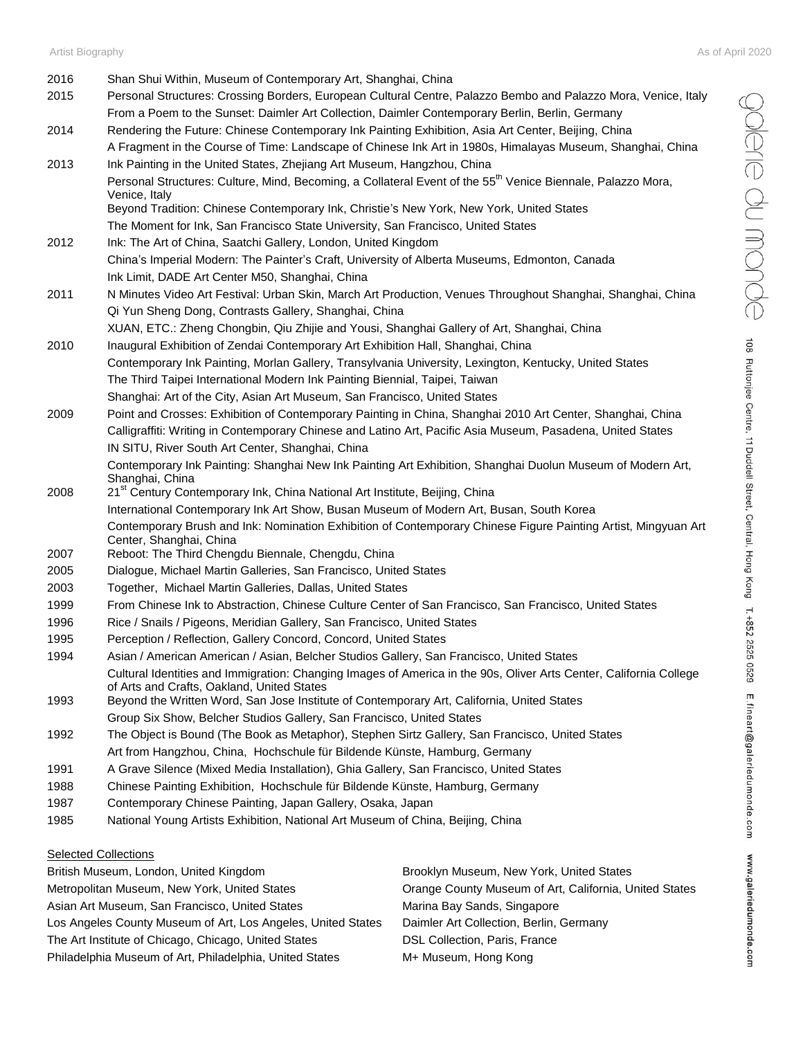| | |
|---|---|
| 2016 | Shan Shui Within, Museum of Contemporary Art, Shanghai, China |
| 2015 | Personal Structures: Crossing Borders, European Cultural Centre, Palazzo Bembo and Palazzo Mora, Venice, Italy |
| | From a Poem to the Sunset: Daimler Art Collection, Daimler Contemporary Berlin, Berlin, Germany |
| 2014 | Rendering the Future: Chinese Contemporary Ink Painting Exhibition, Asia Art Center, Beijing, China |
| | A Fragment in the Course of Time: Landscape of Chinese Ink Art in 1980s, Himalayas Museum, Shanghai, China |
| 2013 | Ink Painting in the United States, Zhejiang Art Museum, Hangzhou, China |
| | Personal Structures: Culture, Mind, Becoming, a Collateral Event of the 55th Venice Biennale, Palazzo Mora, Venice, Italy |
| | Beyond Tradition: Chinese Contemporary Ink, Christie's New York, New York, United States |
| | The Moment for Ink, San Francisco State University, San Francisco, United States |
| 2012 | Ink: The Art of China, Saatchi Gallery, London, United Kingdom |
| | China's Imperial Modern: The Painter's Craft, University of Alberta Museums, Edmonton, Canada |
| | Ink Limit, DADE Art Center M50, Shanghai, China |
| 2011 | N Minutes Video Art Festival: Urban Skin, March Art Production, Venues Throughout Shanghai, Shanghai, China |
| | Qi Yun Sheng Dong, Contrasts Gallery, Shanghai, China |
| | XUAN, ETC.: Zheng Chongbin, Qiu Zhijie and Yousi, Shanghai Gallery of Art, Shanghai, China |
| 2010 | Inaugural Exhibition of Zendai Contemporary Art Exhibition Hall, Shanghai, China |
| | Contemporary Ink Painting, Morlan Gallery, Transylvania University, Lexington, Kentucky, United States |
| | The Third Taipei International Modern Ink Painting Biennial, Taipei, Taiwan |
| | Shanghai: Art of the City, Asian Art Museum, San Francisco, United States |
| 2009 | Point and Crosses: Exhibition of Contemporary Painting in China, Shanghai 2010 Art Center, Shanghai, China |
| | Calligraffiti: Writing in Contemporary Chinese and Latino Art, Pacific Asia Museum, Pasadena, United States |
| | IN SITU, River South Art Center, Shanghai, China |
| | Contemporary Ink Painting: Shanghai New Ink Painting Art Exhibition, Shanghai Duolun Museum of Modern Art, Shanghai, China |
| 2008 | 21st Century Contemporary Ink, China National Art Institute, Beijing, China |
| | International Contemporary Ink Art Show, Busan Museum of Modern Art, Busan, South Korea |
| | Contemporary Brush and Ink: Nomination Exhibition of Contemporary Chinese Figure Painting Artist, Mingyuan Art Center, Shanghai, China |
| 2007 | Reboot: The Third Chengdu Biennale, Chengdu, China |
| 2005 | Dialogue, Michael Martin Galleries, San Francisco, United States |
| 2003 | Together, Michael Martin Galleries, Dallas, United States |
| 1999 | From Chinese Ink to Abstraction, Chinese Culture Center of San Francisco, San Francisco, United States |
| 1996 | Rice / Snails / Pigeons, Meridian Gallery, San Francisco, United States |
| 1995 | Perception / Reflection, Gallery Concord, Concord, United States |
| 1994 | Asian / American American / Asian, Belcher Studios Gallery, San Francisco, United States |
| | Cultural Identities and Immigration: Changing Images of America in the 90s, Oliver Arts Center, California College of Arts and Crafts, Oakland, United States |
| 1993 | Beyond the Written Word, San Jose Institute of Contemporary Art, California, United States |
| | Group Six Show, Belcher Studios Gallery, San Francisco, United States |
| 1992 | The Object is Bound (The Book as Metaphor), Stephen Sirtz Gallery, San Francisco, United States |
| | Art from Hangzhou, China, Hochschule für Bildende Künste, Hamburg, Germany |
| 1991 | A Grave Silence (Mixed Media Installation), Ghia Gallery, San Francisco, United States |
| 1988 | Chinese Painting Exhibition, Hochschule für Bildende Künste, Hamburg, Germany |
| 1987 | Contemporary Chinese Painting, Japan Gallery, Osaka, Japan |
| 1985 | National Young Artists Exhibition, National Art Museum of China, Beijing, China |

Selected Collections

British Museum, London, United Kingdom
Metropolitan Museum, New York, United States
Asian Art Museum, San Francisco, United States
Los Angeles County Museum of Art, Los Angeles, United States
The Art Institute of Chicago, Chicago, United States
Philadelphia Museum of Art, Philadelphia, United States
Brooklyn Museum, New York, United States
Orange County Museum of Art, California, United States
Marina Bay Sands, Singapore
Daimler Art Collection, Berlin, Germany
DSL Collection, Paris, France
M+ Museum, Hong Kong